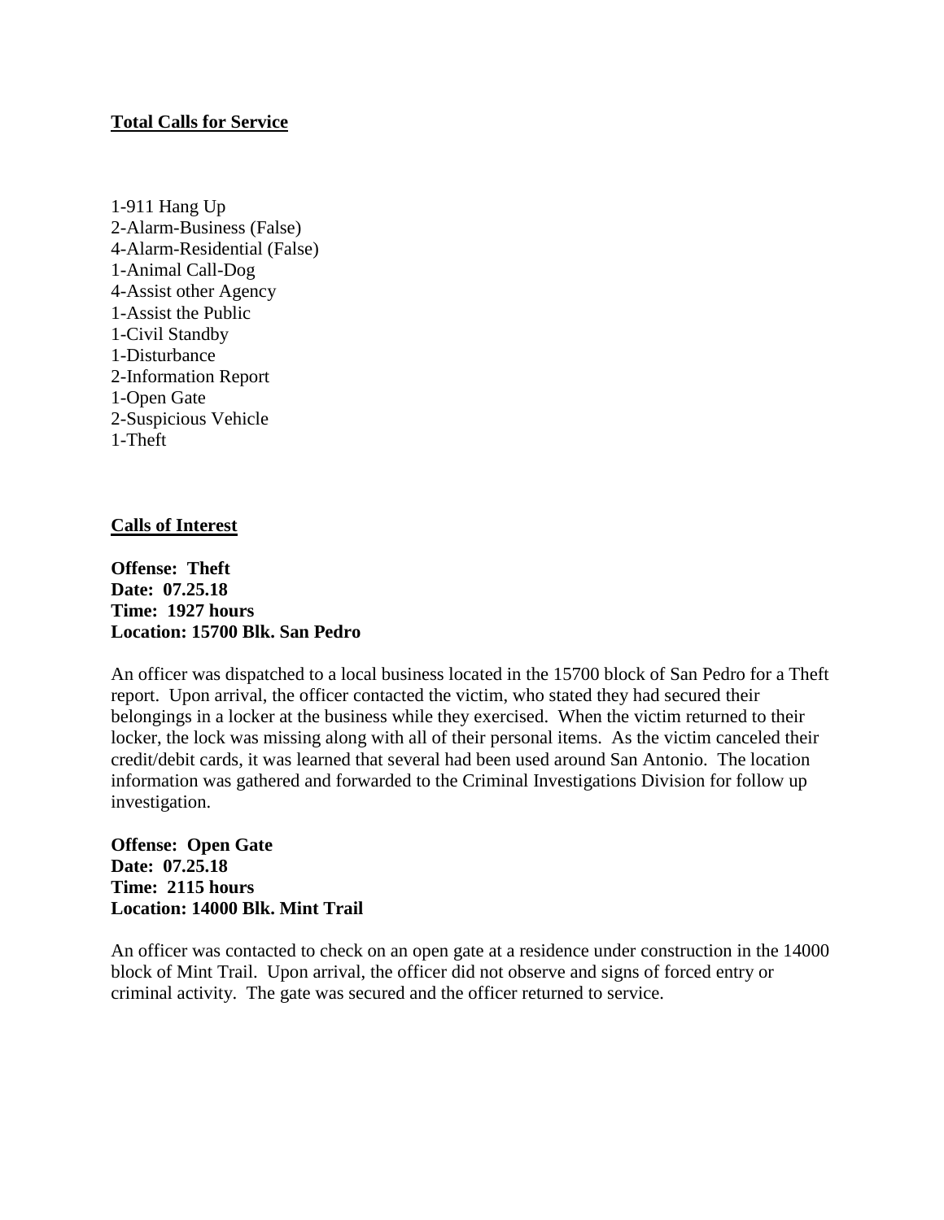**Total Calls for Service**

1-911 Hang Up
2-Alarm-Business (False)
4-Alarm-Residential (False)
1-Animal Call-Dog
4-Assist other Agency
1-Assist the Public
1-Civil Standby
1-Disturbance
2-Information Report
1-Open Gate
2-Suspicious Vehicle
1-Theft

**Calls of Interest**

**Offense: Theft**
**Date: 07.25.18**
**Time: 1927 hours**
**Location: 15700 Blk. San Pedro**

An officer was dispatched to a local business located in the 15700 block of San Pedro for a Theft report. Upon arrival, the officer contacted the victim, who stated they had secured their belongings in a locker at the business while they exercised. When the victim returned to their locker, the lock was missing along with all of their personal items. As the victim canceled their credit/debit cards, it was learned that several had been used around San Antonio. The location information was gathered and forwarded to the Criminal Investigations Division for follow up investigation.

**Offense: Open Gate**
**Date: 07.25.18**
**Time: 2115 hours**
**Location: 14000 Blk. Mint Trail**

An officer was contacted to check on an open gate at a residence under construction in the 14000 block of Mint Trail. Upon arrival, the officer did not observe and signs of forced entry or criminal activity. The gate was secured and the officer returned to service.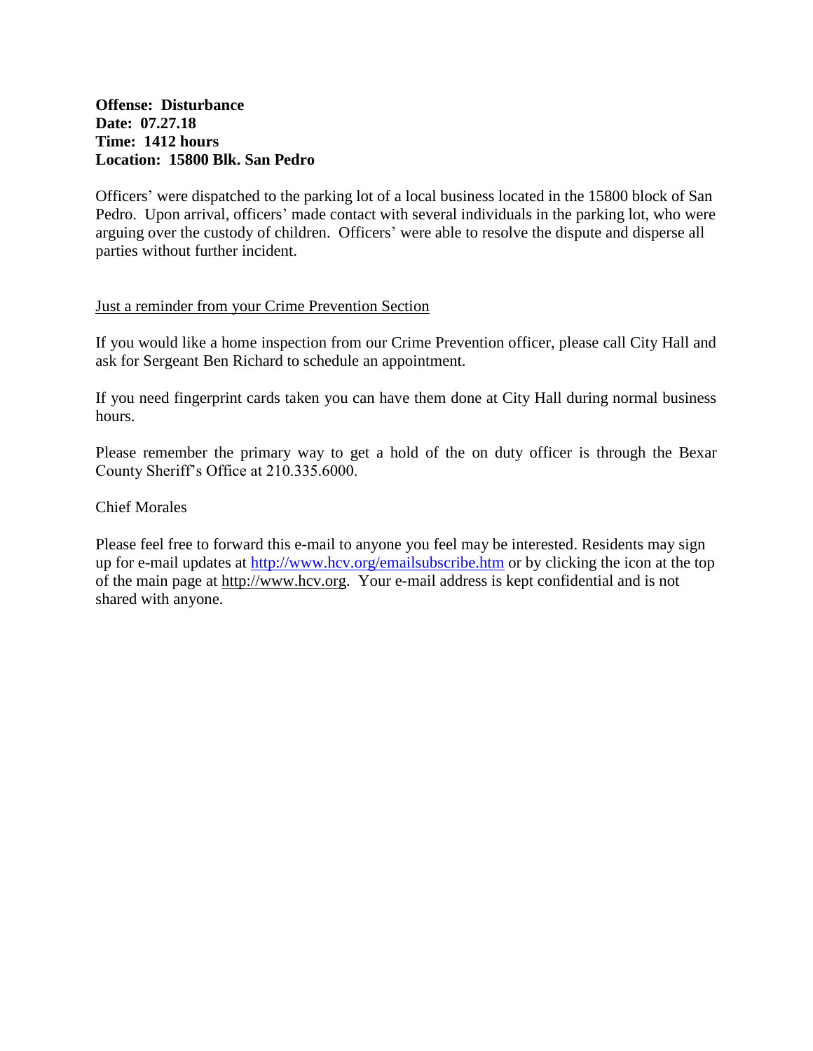**Offense: Disturbance**
**Date: 07.27.18**
**Time: 1412 hours**
**Location: 15800 Blk. San Pedro**

Officers' were dispatched to the parking lot of a local business located in the 15800 block of San Pedro. Upon arrival, officers' made contact with several individuals in the parking lot, who were arguing over the custody of children. Officers' were able to resolve the dispute and disperse all parties without further incident.

<u>Just a reminder from your Crime Prevention Section</u>

If you would like a home inspection from our Crime Prevention officer, please call City Hall and ask for Sergeant Ben Richard to schedule an appointment.

If you need fingerprint cards taken you can have them done at City Hall during normal business hours.

Please remember the primary way to get a hold of the on duty officer is through the Bexar County Sheriff's Office at 210.335.6000.

Chief Morales

Please feel free to forward this e-mail to anyone you feel may be interested. Residents may sign up for e-mail updates at http://www.hcv.org/emailsubscribe.htm or by clicking the icon at the top of the main page at http://www.hcv.org. Your e-mail address is kept confidential and is not shared with anyone.